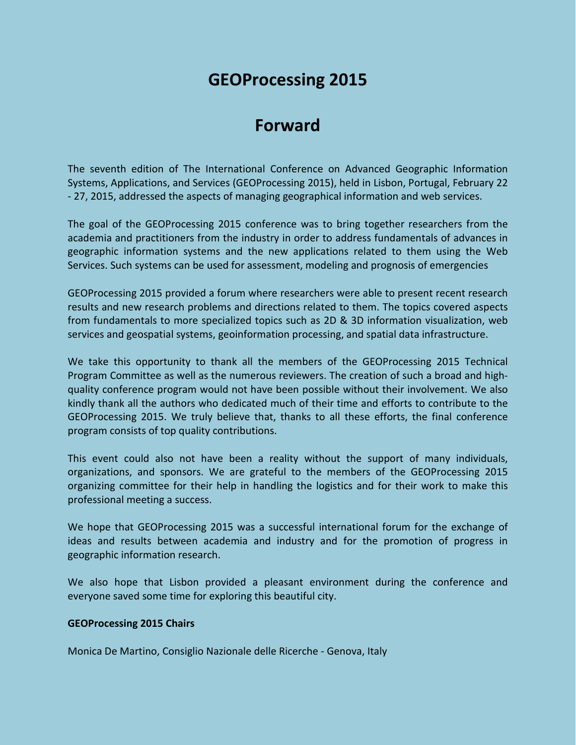# GEOProcessing 2015

## Forward

The seventh edition of The International Conference on Advanced Geographic Information Systems, Applications, and Services (GEOProcessing 2015), held in Lisbon, Portugal, February 22 - 27, 2015, addressed the aspects of managing geographical information and web services.

The goal of the GEOProcessing 2015 conference was to bring together researchers from the academia and practitioners from the industry in order to address fundamentals of advances in geographic information systems and the new applications related to them using the Web Services. Such systems can be used for assessment, modeling and prognosis of emergencies

GEOProcessing 2015 provided a forum where researchers were able to present recent research results and new research problems and directions related to them. The topics covered aspects from fundamentals to more specialized topics such as 2D & 3D information visualization, web services and geospatial systems, geoinformation processing, and spatial data infrastructure.

We take this opportunity to thank all the members of the GEOProcessing 2015 Technical Program Committee as well as the numerous reviewers. The creation of such a broad and high-quality conference program would not have been possible without their involvement. We also kindly thank all the authors who dedicated much of their time and efforts to contribute to the GEOProcessing 2015. We truly believe that, thanks to all these efforts, the final conference program consists of top quality contributions.

This event could also not have been a reality without the support of many individuals, organizations, and sponsors. We are grateful to the members of the GEOProcessing 2015 organizing committee for their help in handling the logistics and for their work to make this professional meeting a success.

We hope that GEOProcessing 2015 was a successful international forum for the exchange of ideas and results between academia and industry and for the promotion of progress in geographic information research.

We also hope that Lisbon provided a pleasant environment during the conference and everyone saved some time for exploring this beautiful city.

**GEOProcessing 2015 Chairs**

Monica De Martino, Consiglio Nazionale delle Ricerche - Genova, Italy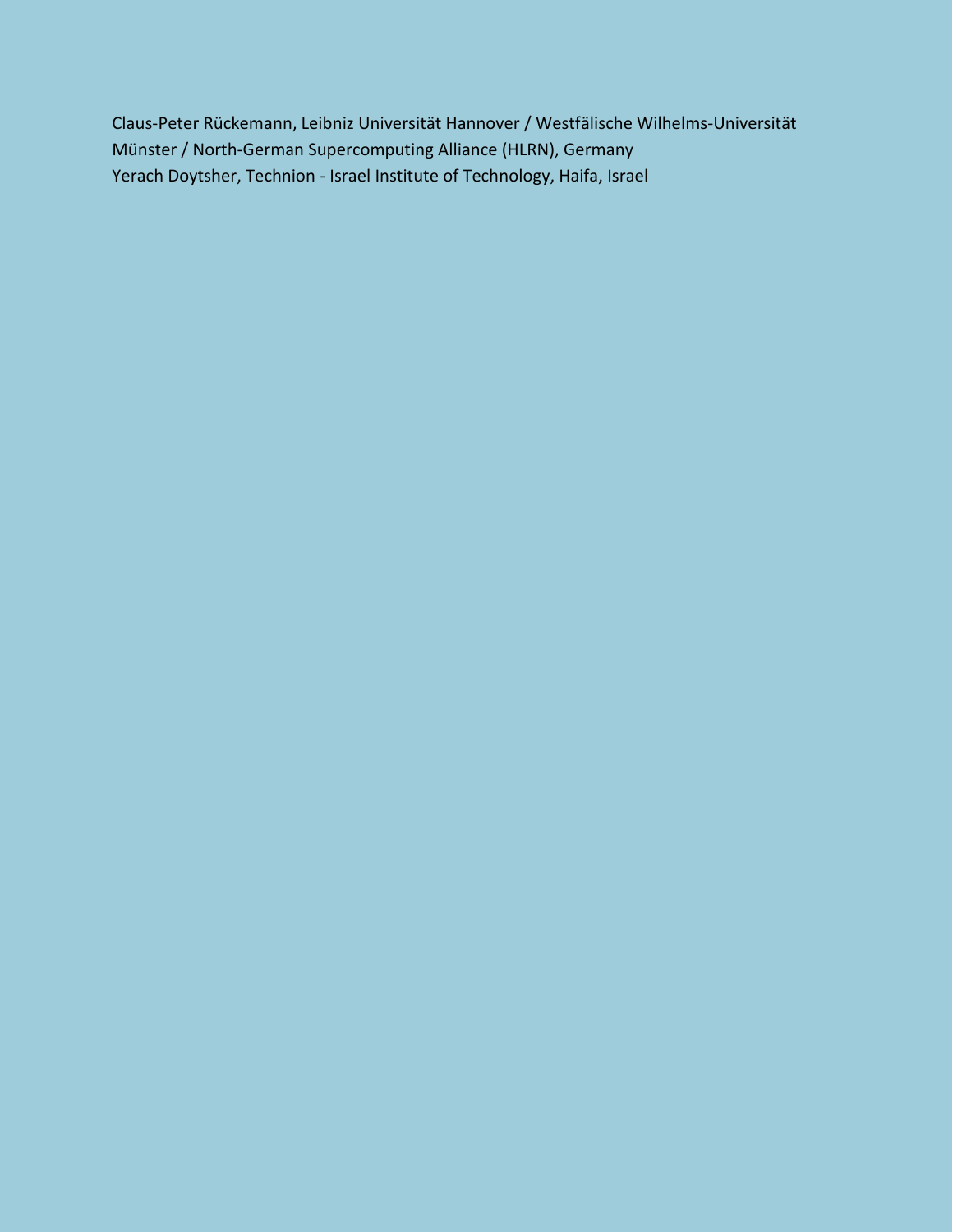Claus-Peter Rückemann, Leibniz Universität Hannover / Westfälische Wilhelms-Universität Münster / North-German Supercomputing Alliance (HLRN), Germany
Yerach Doytsher, Technion - Israel Institute of Technology, Haifa, Israel